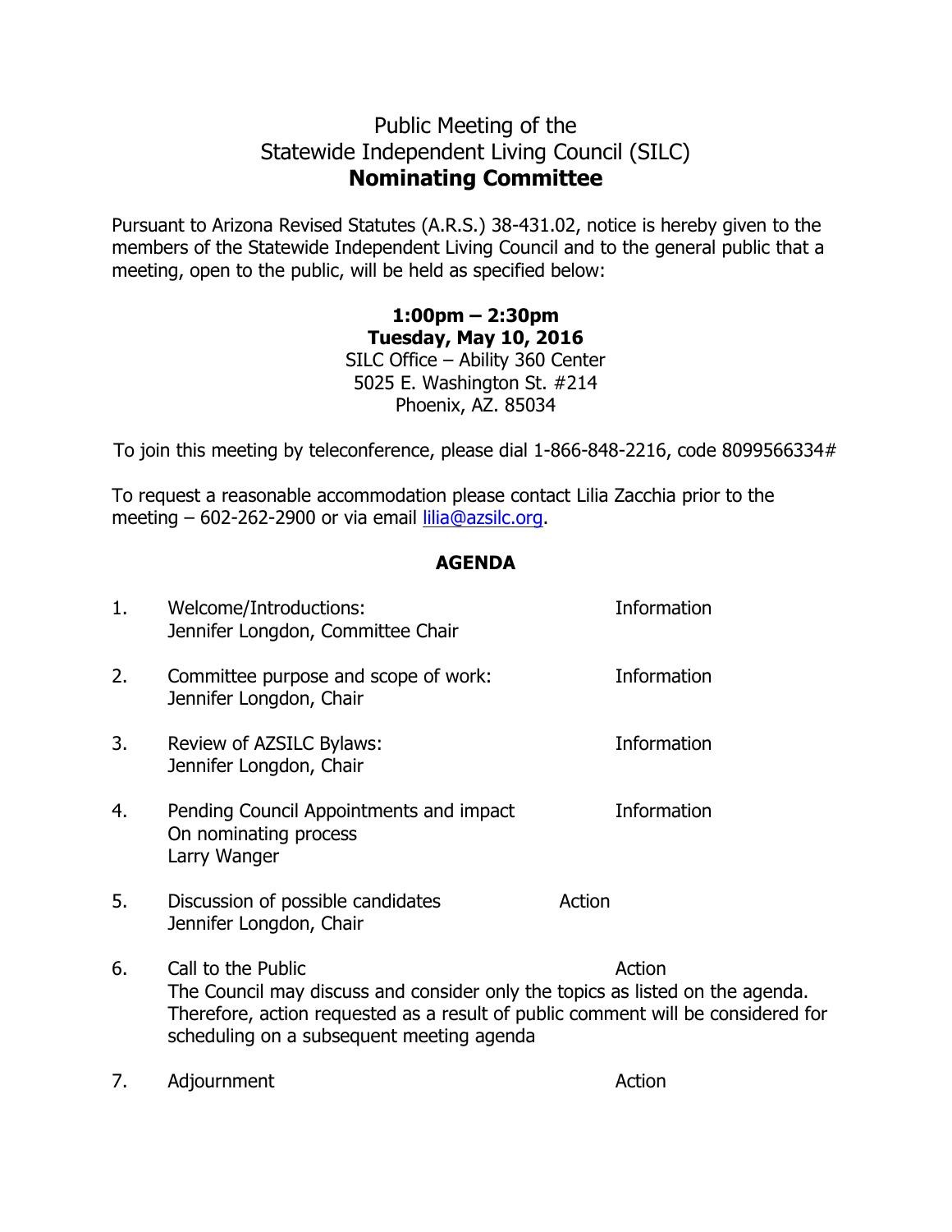# Public Meeting of the
# Statewide Independent Living Council (SILC)
# **Nominating Committee**

Pursuant to Arizona Revised Statutes (A.R.S.) 38-431.02, notice is hereby given to the members of the Statewide Independent Living Council and to the general public that a meeting, open to the public, will be held as specified below:

**1:00pm – 2:30pm**
**Tuesday, May 10, 2016**
SILC Office – Ability 360 Center
5025 E. Washington St. #214
Phoenix, AZ. 85034

To join this meeting by teleconference, please dial 1-866-848-2216, code 8099566334#

To request a reasonable accommodation please contact Lilia Zacchia prior to the meeting – 602-262-2900 or via email lilia@azsilc.org.

## AGENDA

1. Welcome/Introductions: — Information
   Jennifer Longdon, Committee Chair

2. Committee purpose and scope of work: — Information
   Jennifer Longdon, Chair

3. Review of AZSILC Bylaws: — Information
   Jennifer Longdon, Chair

4. Pending Council Appointments and impact On nominating process — Information
   Larry Wanger

5. Discussion of possible candidates — Action
   Jennifer Longdon, Chair

6. Call to the Public — Action
   The Council may discuss and consider only the topics as listed on the agenda. Therefore, action requested as a result of public comment will be considered for scheduling on a subsequent meeting agenda

7. Adjournment — Action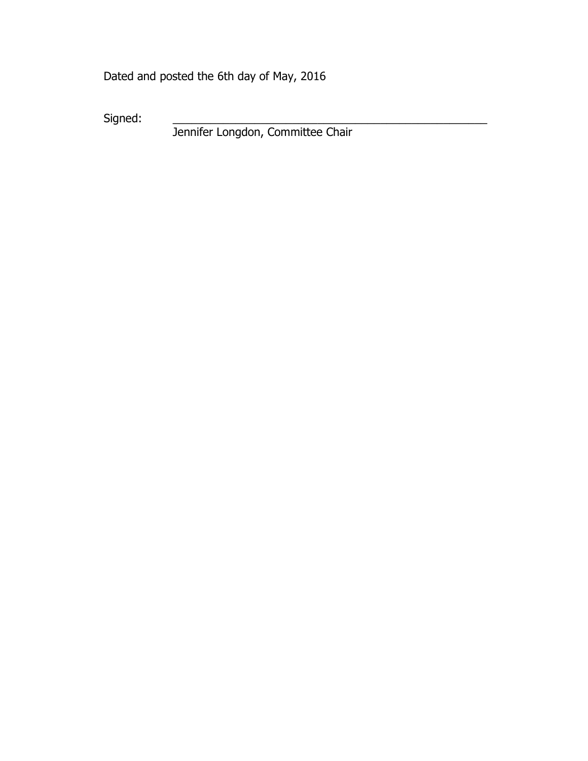Dated and posted the 6th day of May, 2016

Signed: \_\_\_\_\_\_\_\_\_\_\_\_\_\_\_\_\_\_\_\_\_\_\_\_\_\_\_\_\_\_\_\_\_\_\_\_\_\_\_\_\_\_\_\_\_\_\_\_\_\_\_\_

Jennifer Longdon, Committee Chair